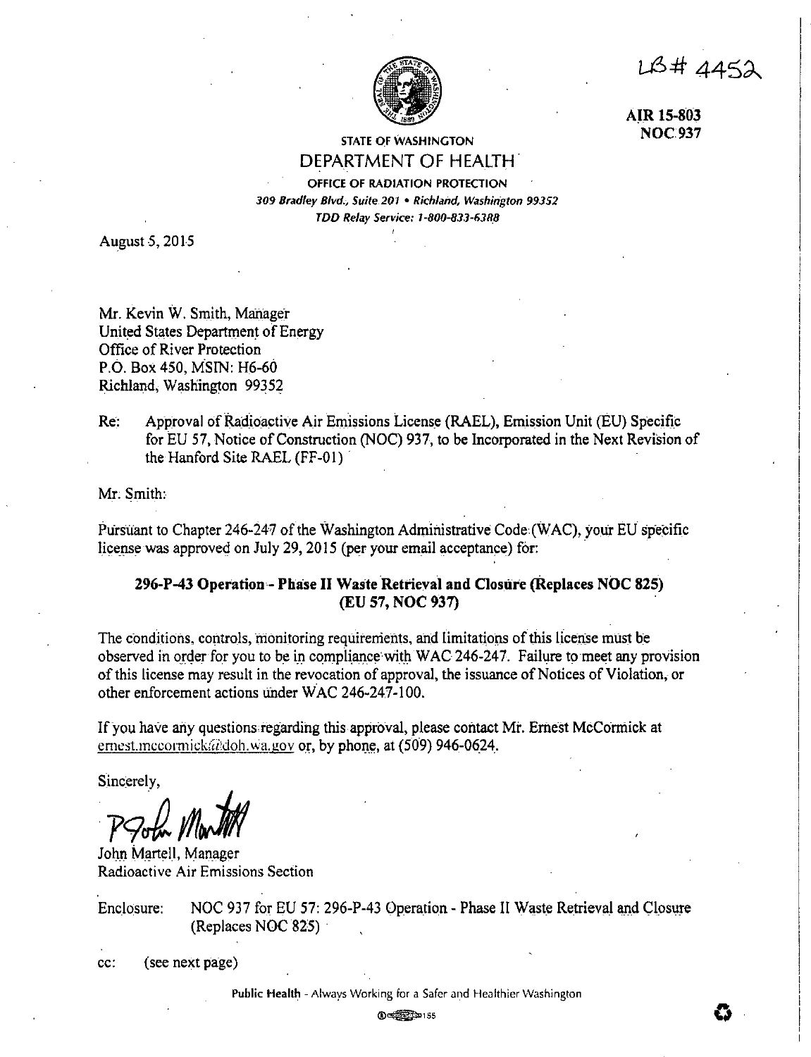LB# 4452

**AIR 15-803**
**NOC 937**

STATE OF WASHINGTON
DEPARTMENT OF HEALTH
OFFICE OF RADIATION PROTECTION
*309 Bradley Blvd., Suite 201 • Richland, Washington 99352*
*TDD Relay Service: 1-800-833-6388*

August 5, 2015

Mr. Kevin W. Smith, Manager
United States Department of Energy
Office of River Protection
P.O. Box 450, MSIN: H6-60
Richland, Washington 99352

Re: Approval of Radioactive Air Emissions License (RAEL), Emission Unit (EU) Specific for EU 57, Notice of Construction (NOC) 937, to be Incorporated in the Next Revision of the Hanford Site RAEL (FF-01)

Mr. Smith:

Pursuant to Chapter 246-247 of the Washington Administrative Code (WAC), your EU specific license was approved on July 29, 2015 (per your email acceptance) for:

**296-P-43 Operation - Phase II Waste Retrieval and Closure (Replaces NOC 825) (EU 57, NOC 937)**

The conditions, controls, monitoring requirements, and limitations of this license must be observed in order for you to be in compliance with WAC 246-247. Failure to meet any provision of this license may result in the revocation of approval, the issuance of Notices of Violation, or other enforcement actions under WAC 246-247-100.

If you have any questions regarding this approval, please contact Mr. Ernest McCormick at ernest.mccormick@doh.wa.gov or, by phone, at (509) 946-0624.

Sincerely,

John Martell, Manager
Radioactive Air Emissions Section

Enclosure: NOC 937 for EU 57: 296-P-43 Operation - Phase II Waste Retrieval and Closure (Replaces NOC 825)

cc: (see next page)

Public Health - Always Working for a Safer and Healthier Washington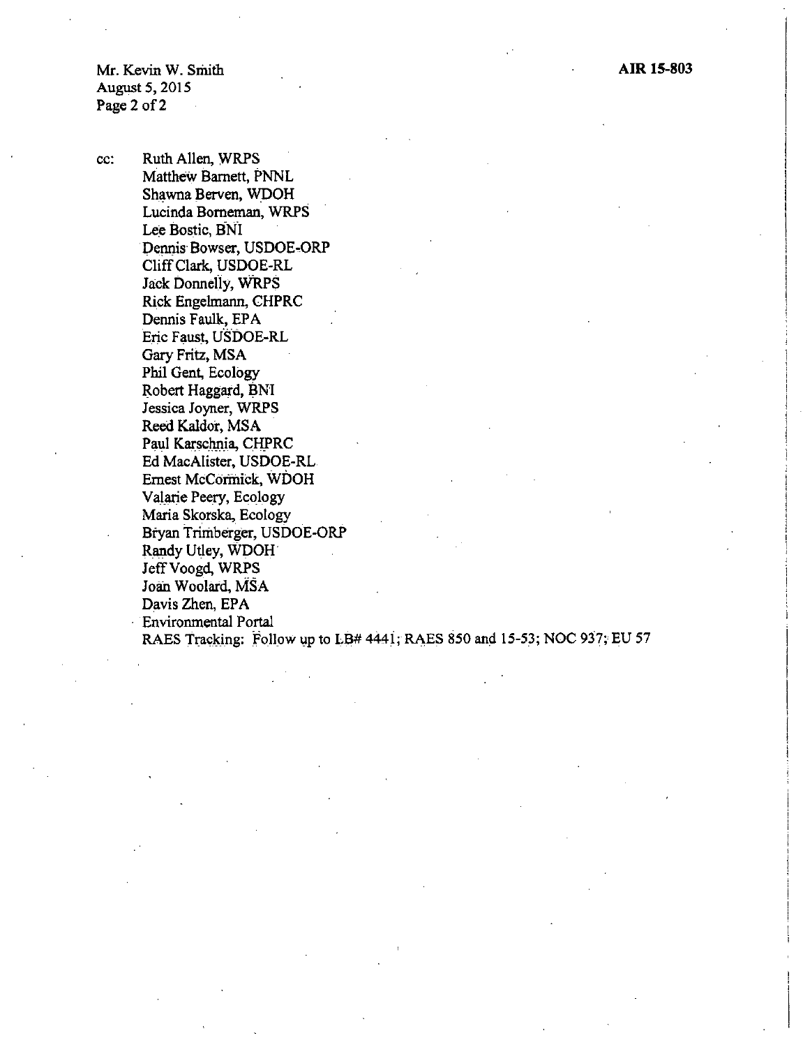cc: Ruth Allen, WRPS
Matthew Barnett, PNNL
Shawna Berven, WDOH
Lucinda Borneman, WRPS
Lee Bostic, BNI
Dennis Bowser, USDOE-ORP
Cliff Clark, USDOE-RL
Jack Donnelly, WRPS
Rick Engelmann, CHPRC
Dennis Faulk, EPA
Eric Faust, USDOE-RL
Gary Fritz, MSA
Phil Gent, Ecology
Robert Haggard, BNI
Jessica Joyner, WRPS
Reed Kaldor, MSA
Paul Karschnia, CHPRC
Ed MacAlister, USDOE-RL
Ernest McCormick, WDOH
Valarie Peery, Ecology
Maria Skorska, Ecology
Bryan Trimberger, USDOE-ORP
Randy Utley, WDOH
Jeff Voogd, WRPS
Joan Woolard, MSA
Davis Zhen, EPA
Environmental Portal
RAES Tracking: Follow up to LB# 4441; RAES 850 and 15-53; NOC 937; EU 57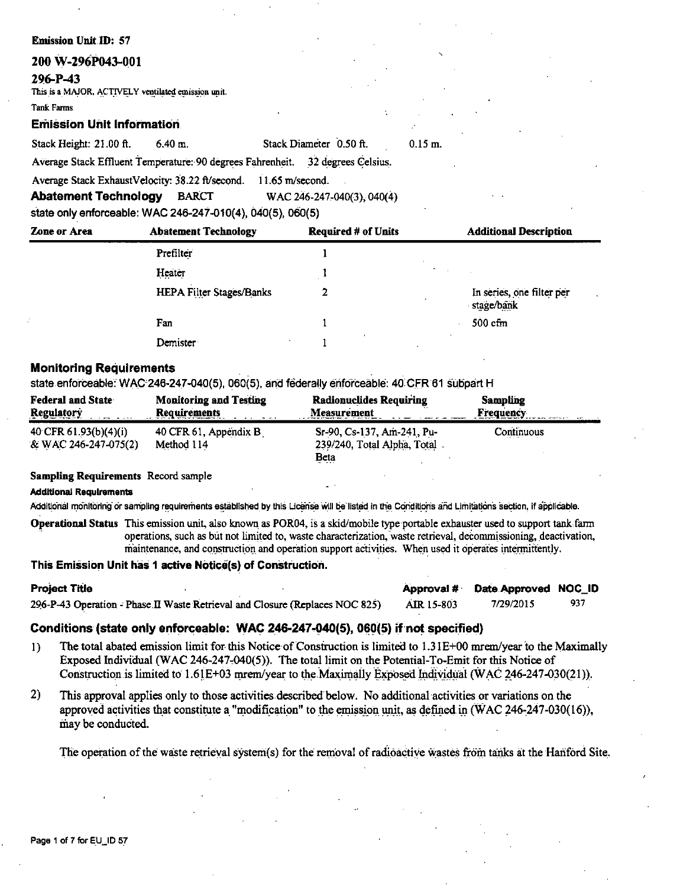**Emission Unit ID: 57**

## 200 W-296P043-001

## 296-P-43

This is a MAJOR, ACTIVELY ventilated emission unit.

Tank Farms

### Emission Unit Information

Stack Height: 21.00 ft. 6.40 m. Stack Diameter 0.50 ft. 0.15 m.

Average Stack Effluent Temperature: 90 degrees Fahrenheit. 32 degrees Celsius.

Average Stack ExhaustVelocity: 38.22 ft/second. 11.65 m/second.

**Abatement Technology** BARCT WAC 246-247-040(3), 040(4)

state only enforceable: WAC 246-247-010(4), 040(5), 060(5)

| Zone or Area | Abatement Technology | Required # of Units | Additional Description |
|---|---|---|---|
| | Prefilter | 1 | |
| | Heater | 1 | |
| | HEPA Filter Stages/Banks | 2 | In series, one filter per stage/bank |
| | Fan | 1 | 500 cfm |
| | Demister | 1 | |

### Monitoring Requirements

state enforceable: WAC 246-247-040(5), 060(5), and federally enforceable: 40 CFR 61 subpart H

| Federal and State Regulatory | Monitoring and Testing Requirements | Radionuclides Requiring Measurement | Sampling Frequency |
|---|---|---|---|
| 40 CFR 61.93(b)(4)(i) & WAC 246-247-075(2) | 40 CFR 61, Appendix B Method 114 | Sr-90, Cs-137, Am-241, Pu-239/240, Total Alpha, Total Beta | Continuous |

**Sampling Requirements** Record sample

**Additional Requirements**

Additional monitoring or sampling requirements established by this License will be listed in the Conditions and Limitations section, if applicable.

**Operational Status** This emission unit, also known as POR04, is a skid/mobile type portable exhauster used to support tank farm operations, such as but not limited to, waste characterization, waste retrieval, decommissioning, deactivation, maintenance, and construction and operation support activities. When used it operates intermittently.

**This Emission Unit has 1 active Notice(s) of Construction.**

| Project Title | Approval # | Date Approved | NOC_ID |
|---|---|---|---|
| 296-P-43 Operation - Phase II Waste Retrieval and Closure (Replaces NOC 825) | AIR 15-803 | 7/29/2015 | 937 |

### Conditions (state only enforceable: WAC 246-247-040(5), 060(5) if not specified)

1) The total abated emission limit for this Notice of Construction is limited to 1.31E+00 mrem/year to the Maximally Exposed Individual (WAC 246-247-040(5)). The total limit on the Potential-To-Emit for this Notice of Construction is limited to 1.61E+03 mrem/year to the Maximally Exposed Individual (WAC 246-247-030(21)).

2) This approval applies only to those activities described below. No additional activities or variations on the approved activities that constitute a "modification" to the emission unit, as defined in (WAC 246-247-030(16)), may be conducted.

   The operation of the waste retrieval system(s) for the removal of radioactive wastes from tanks at the Hanford Site.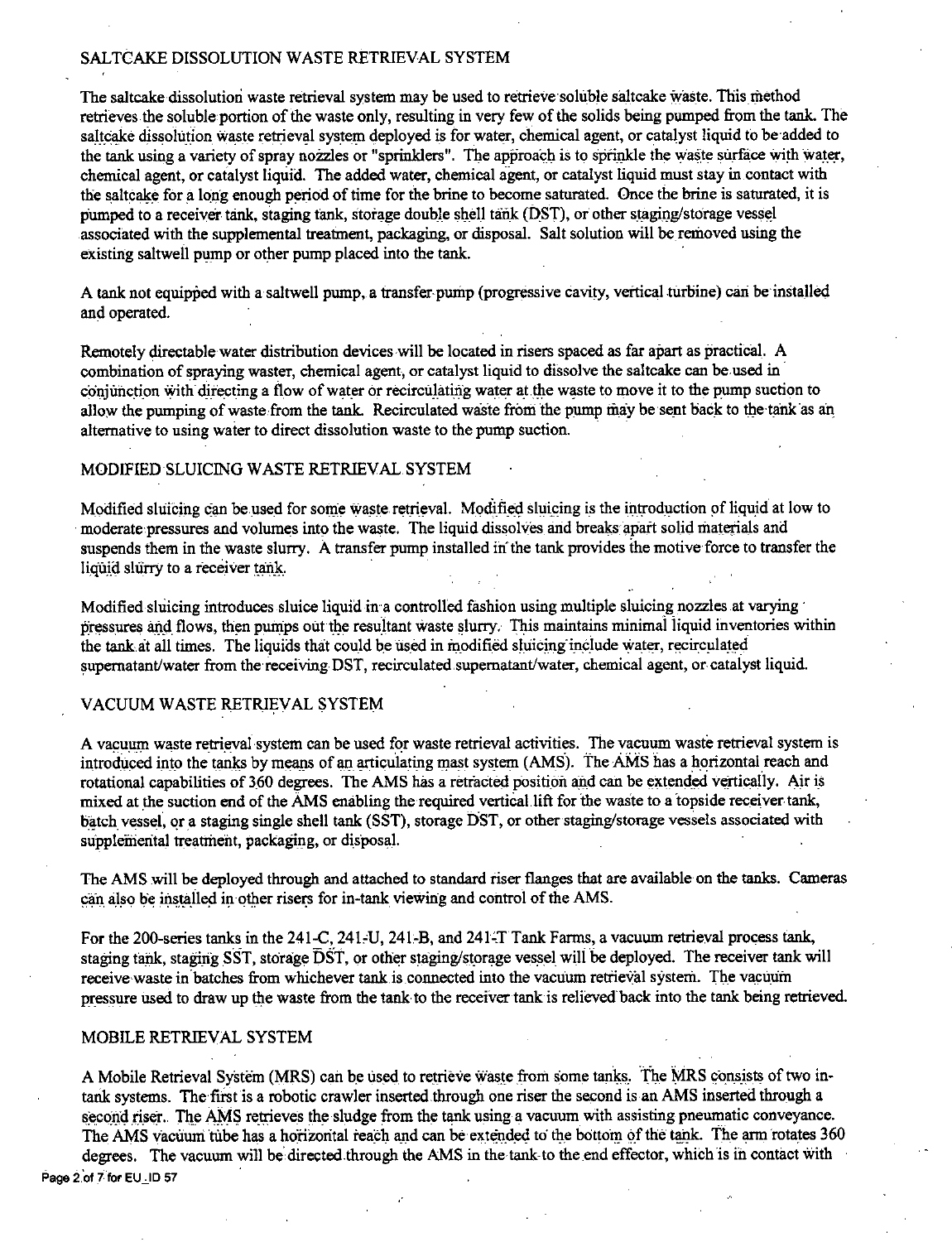## SALTCAKE DISSOLUTION WASTE RETRIEVAL SYSTEM

The saltcake dissolution waste retrieval system may be used to retrieve soluble saltcake waste. This method retrieves the soluble portion of the waste only, resulting in very few of the solids being pumped from the tank. The saltcake dissolution waste retrieval system deployed is for water, chemical agent, or catalyst liquid to be added to the tank using a variety of spray nozzles or "sprinklers". The approach is to sprinkle the waste surface with water, chemical agent, or catalyst liquid. The added water, chemical agent, or catalyst liquid must stay in contact with the saltcake for a long enough period of time for the brine to become saturated. Once the brine is saturated, it is pumped to a receiver tank, staging tank, storage double shell tank (DST), or other staging/storage vessel associated with the supplemental treatment, packaging, or disposal. Salt solution will be removed using the existing saltwell pump or other pump placed into the tank.

A tank not equipped with a saltwell pump, a transfer pump (progressive cavity, vertical turbine) can be installed and operated.

Remotely directable water distribution devices will be located in risers spaced as far apart as practical. A combination of spraying waster, chemical agent, or catalyst liquid to dissolve the saltcake can be used in conjunction with directing a flow of water or recirculating water at the waste to move it to the pump suction to allow the pumping of waste from the tank. Recirculated waste from the pump may be sent back to the tank as an alternative to using water to direct dissolution waste to the pump suction.

## MODIFIED SLUICING WASTE RETRIEVAL SYSTEM

Modified sluicing can be used for some waste retrieval. Modified sluicing is the introduction of liquid at low to moderate pressures and volumes into the waste. The liquid dissolves and breaks apart solid materials and suspends them in the waste slurry. A transfer pump installed in the tank provides the motive force to transfer the liquid slurry to a receiver tank.

Modified sluicing introduces sluice liquid in a controlled fashion using multiple sluicing nozzles at varying pressures and flows, then pumps out the resultant waste slurry. This maintains minimal liquid inventories within the tank at all times. The liquids that could be used in modified sluicing include water, recirculated supernatant/water from the receiving DST, recirculated supernatant/water, chemical agent, or catalyst liquid.

## VACUUM WASTE RETRIEVAL SYSTEM

A vacuum waste retrieval system can be used for waste retrieval activities. The vacuum waste retrieval system is introduced into the tanks by means of an articulating mast system (AMS). The AMS has a horizontal reach and rotational capabilities of 360 degrees. The AMS has a retracted position and can be extended vertically. Air is mixed at the suction end of the AMS enabling the required vertical lift for the waste to a topside receiver tank, batch vessel, or a staging single shell tank (SST), storage DST, or other staging/storage vessels associated with supplemental treatment, packaging, or disposal.

The AMS will be deployed through and attached to standard riser flanges that are available on the tanks. Cameras can also be installed in other risers for in-tank viewing and control of the AMS.

For the 200-series tanks in the 241-C, 241-U, 241-B, and 241-T Tank Farms, a vacuum retrieval process tank, staging tank, staging SST, storage DST, or other staging/storage vessel will be deployed. The receiver tank will receive waste in batches from whichever tank is connected into the vacuum retrieval system. The vacuum pressure used to draw up the waste from the tank to the receiver tank is relieved back into the tank being retrieved.

## MOBILE RETRIEVAL SYSTEM

A Mobile Retrieval System (MRS) can be used to retrieve waste from some tanks. The MRS consists of two in-tank systems. The first is a robotic crawler inserted through one riser the second is an AMS inserted through a second riser. The AMS retrieves the sludge from the tank using a vacuum with assisting pneumatic conveyance. The AMS vacuum tube has a horizontal reach and can be extended to the bottom of the tank. The arm rotates 360 degrees. The vacuum will be directed through the AMS in the tank to the end effector, which is in contact with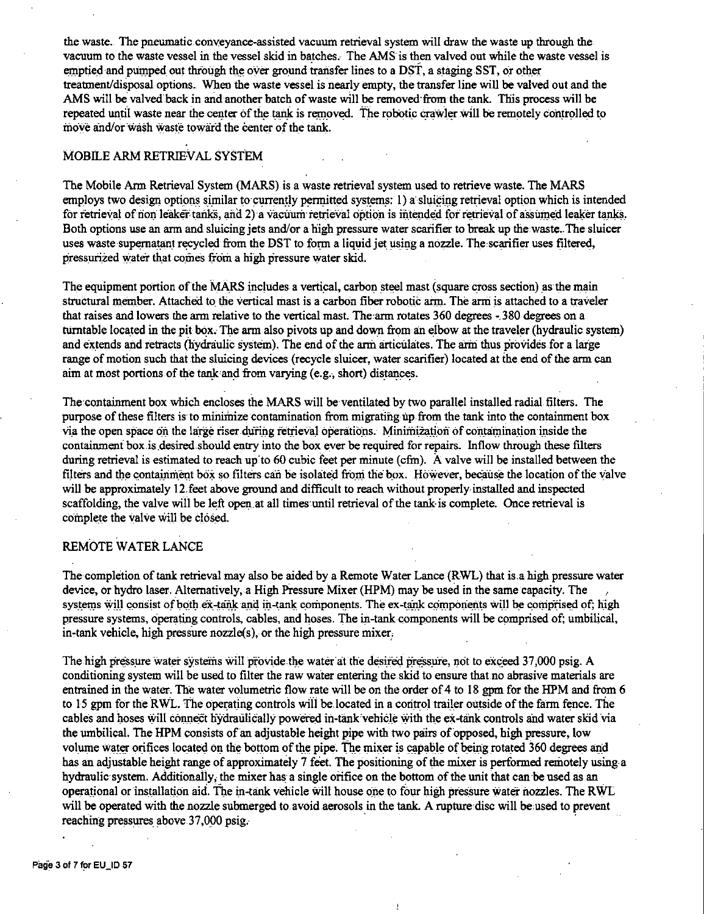the waste. The pneumatic conveyance-assisted vacuum retrieval system will draw the waste up through the vacuum to the waste vessel in the vessel skid in batches. The AMS is then valved out while the waste vessel is emptied and pumped out through the over ground transfer lines to a DST, a staging SST, or other treatment/disposal options. When the waste vessel is nearly empty, the transfer line will be valved out and the AMS will be valved back in and another batch of waste will be removed from the tank. This process will be repeated until waste near the center of the tank is removed. The robotic crawler will be remotely controlled to move and/or wash waste toward the center of the tank.

## MOBILE ARM RETRIEVAL SYSTEM

The Mobile Arm Retrieval System (MARS) is a waste retrieval system used to retrieve waste. The MARS employs two design options similar to currently permitted systems: 1) a sluicing retrieval option which is intended for retrieval of non leaker tanks, and 2) a vacuum retrieval option is intended for retrieval of assumed leaker tanks. Both options use an arm and sluicing jets and/or a high pressure water scarifier to break up the waste. The sluicer uses waste supernatant recycled from the DST to form a liquid jet using a nozzle. The scarifier uses filtered, pressurized water that comes from a high pressure water skid.

The equipment portion of the MARS includes a vertical, carbon steel mast (square cross section) as the main structural member. Attached to the vertical mast is a carbon fiber robotic arm. The arm is attached to a traveler that raises and lowers the arm relative to the vertical mast. The arm rotates 360 degrees - 380 degrees on a turntable located in the pit box. The arm also pivots up and down from an elbow at the traveler (hydraulic system) and extends and retracts (hydraulic system). The end of the arm articulates. The arm thus provides for a large range of motion such that the sluicing devices (recycle sluicer, water scarifier) located at the end of the arm can aim at most portions of the tank and from varying (e.g., short) distances.

The containment box which encloses the MARS will be ventilated by two parallel installed radial filters. The purpose of these filters is to minimize contamination from migrating up from the tank into the containment box via the open space on the large riser during retrieval operations. Minimization of contamination inside the containment box is desired should entry into the box ever be required for repairs. Inflow through these filters during retrieval is estimated to reach up to 60 cubic feet per minute (cfm). A valve will be installed between the filters and the containment box so filters can be isolated from the box. However, because the location of the valve will be approximately 12 feet above ground and difficult to reach without properly installed and inspected scaffolding, the valve will be left open at all times until retrieval of the tank is complete. Once retrieval is complete the valve will be closed.

## REMOTE WATER LANCE

The completion of tank retrieval may also be aided by a Remote Water Lance (RWL) that is a high pressure water device, or hydro laser. Alternatively, a High Pressure Mixer (HPM) may be used in the same capacity. The systems will consist of both ex-tank and in-tank components. The ex-tank components will be comprised of; high pressure systems, operating controls, cables, and hoses. The in-tank components will be comprised of; umbilical, in-tank vehicle, high pressure nozzle(s), or the high pressure mixer.

The high pressure water systems will provide the water at the desired pressure, not to exceed 37,000 psig. A conditioning system will be used to filter the raw water entering the skid to ensure that no abrasive materials are entrained in the water. The water volumetric flow rate will be on the order of 4 to 18 gpm for the HPM and from 6 to 15 gpm for the RWL. The operating controls will be located in a control trailer outside of the farm fence. The cables and hoses will connect hydraulically powered in-tank vehicle with the ex-tank controls and water skid via the umbilical. The HPM consists of an adjustable height pipe with two pairs of opposed, high pressure, low volume water orifices located on the bottom of the pipe. The mixer is capable of being rotated 360 degrees and has an adjustable height range of approximately 7 feet. The positioning of the mixer is performed remotely using a hydraulic system. Additionally, the mixer has a single orifice on the bottom of the unit that can be used as an operational or installation aid. The in-tank vehicle will house one to four high pressure water nozzles. The RWL will be operated with the nozzle submerged to avoid aerosols in the tank. A rupture disc will be used to prevent reaching pressures above 37,000 psig.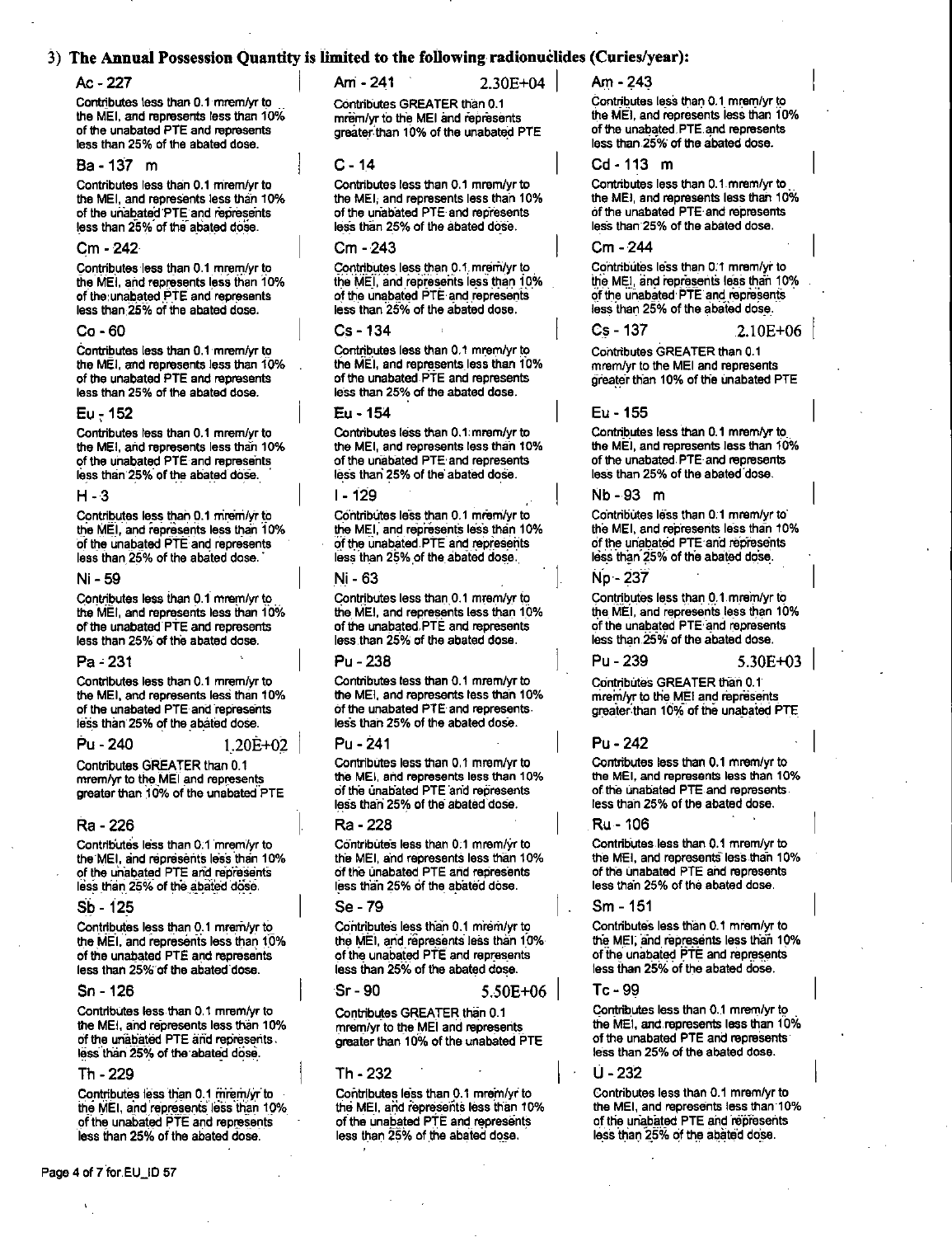### 3) The Annual Possession Quantity is limited to the following radionuclides (Curies/year):

**Ac - 227**

Contributes less than 0.1 mrem/yr to the MEI, and represents less than 10% of the unabated PTE and represents less than 25% of the abated dose.

**Am - 241** 2.30E+04

Contributes GREATER than 0.1 mrem/yr to the MEI and represents greater than 10% of the unabated PTE

**Am - 243**

Contributes less than 0.1 mrem/yr to the MEI, and represents less than 10% of the unabated PTE and represents less than 25% of the abated dose.

**Ba - 137 m**

Contributes less than 0.1 mrem/yr to the MEI, and represents less than 10% of the unabated PTE and represents less than 25% of the abated dose.

**C - 14**

Contributes less than 0.1 mrem/yr to the MEI, and represents less than 10% of the unabated PTE and represents less than 25% of the abated dose.

**Cd - 113 m**

Contributes less than 0.1 mrem/yr to the MEI, and represents less than 10% of the unabated PTE and represents less than 25% of the abated dose.

**Cm - 242**

Contributes less than 0.1 mrem/yr to the MEI, and represents less than 10% of the unabated PTE and represents less than 25% of the abated dose.

**Cm - 243**

Contributes less than 0.1 mrem/yr to the MEI, and represents less than 10% of the unabated PTE and represents less than 25% of the abated dose.

**Cm - 244**

Contributes less than 0.1 mrem/yr to the MEI, and represents less than 10% of the unabated PTE and represents less than 25% of the abated dose.

**Co - 60**

Contributes less than 0.1 mrem/yr to the MEI, and represents less than 10% of the unabated PTE and represents less than 25% of the abated dose.

**Cs - 134**

Contributes less than 0.1 mrem/yr to the MEI, and represents less than 10% of the unabated PTE and represents less than 25% of the abated dose.

**Cs - 137** 2.10E+06

Contributes GREATER than 0.1 mrem/yr to the MEI and represents greater than 10% of the unabated PTE

**Eu - 152**

Contributes less than 0.1 mrem/yr to the MEI, and represents less than 10% of the unabated PTE and represents less than 25% of the abated dose.

**Eu - 154**

Contributes less than 0.1 mrem/yr to the MEI, and represents less than 10% of the unabated PTE and represents less than 25% of the abated dose.

**Eu - 155**

Contributes less than 0.1 mrem/yr to the MEI, and represents less than 10% of the unabated PTE and represents less than 25% of the abated dose.

**H - 3**

Contributes less than 0.1 mrem/yr to the MEI, and represents less than 10% of the unabated PTE and represents less than 25% of the abated dose.

**I - 129**

Contributes less than 0.1 mrem/yr to the MEI, and represents less than 10% of the unabated PTE and represents less than 25% of the abated dose.

**Nb - 93 m**

Contributes less than 0.1 mrem/yr to the MEI, and represents less than 10% of the unabated PTE and represents less than 25% of the abated dose.

**Ni - 59**

Contributes less than 0.1 mrem/yr to the MEI, and represents less than 10% of the unabated PTE and represents less than 25% of the abated dose.

**Ni - 63**

Contributes less than 0.1 mrem/yr to the MEI, and represents less than 10% of the unabated PTE and represents less than 25% of the abated dose.

**Np - 237**

Contributes less than 0.1 mrem/yr to the MEI, and represents less than 10% of the unabated PTE and represents less than 25% of the abated dose.

**Pa - 231**

Contributes less than 0.1 mrem/yr to the MEI, and represents less than 10% of the unabated PTE and represents less than 25% of the abated dose.

**Pu - 238**

Contributes less than 0.1 mrem/yr to the MEI, and represents less than 10% of the unabated PTE and represents less than 25% of the abated dose.

**Pu - 239** 5.30E+03

Contributes GREATER than 0.1 mrem/yr to the MEI and represents greater than 10% of the unabated PTE

**Pu - 240** 1.20E+02

Contributes GREATER than 0.1 mrem/yr to the MEI and represents greater than 10% of the unabated PTE

**Pu - 241**

Contributes less than 0.1 mrem/yr to the MEI, and represents less than 10% of the unabated PTE and represents less than 25% of the abated dose.

**Pu - 242**

Contributes less than 0.1 mrem/yr to the MEI, and represents less than 10% of the unabated PTE and represents less than 25% of the abated dose.

**Ra - 226**

Contributes less than 0.1 mrem/yr to the MEI, and represents less than 10% of the unabated PTE and represents less than 25% of the abated dose.

**Ra - 228**

Contributes less than 0.1 mrem/yr to the MEI, and represents less than 10% of the unabated PTE and represents less than 25% of the abated dose.

**Ru - 106**

Contributes less than 0.1 mrem/yr to the MEI, and represents less than 10% of the unabated PTE and represents less than 25% of the abated dose.

**Sb - 125**

Contributes less than 0.1 mrem/yr to the MEI, and represents less than 10% of the unabated PTE and represents less than 25% of the abated dose.

**Se - 79**

Contributes less than 0.1 mrem/yr to the MEI, and represents less than 10% of the unabated PTE and represents less than 25% of the abated dose.

**Sm - 151**

Contributes less than 0.1 mrem/yr to the MEI, and represents less than 10% of the unabated PTE and represents less than 25% of the abated dose.

**Sn - 126**

Contributes less than 0.1 mrem/yr to the MEI, and represents less than 10% of the unabated PTE and represents less than 25% of the abated dose.

**Sr - 90** 5.50E+06

Contributes GREATER than 0.1 mrem/yr to the MEI and represents greater than 10% of the unabated PTE

**Tc - 99**

Contributes less than 0.1 mrem/yr to the MEI, and represents less than 10% of the unabated PTE and represents less than 25% of the abated dose.

**Th - 229**

Contributes less than 0.1 mrem/yr to the MEI, and represents less than 10% of the unabated PTE and represents less than 25% of the abated dose.

**Th - 232**

Contributes less than 0.1 mrem/yr to the MEI, and represents less than 10% of the unabated PTE and represents less than 25% of the abated dose.

**U - 232**

Contributes less than 0.1 mrem/yr to the MEI, and represents less than 10% of the unabated PTE and represents less than 25% of the abated dose.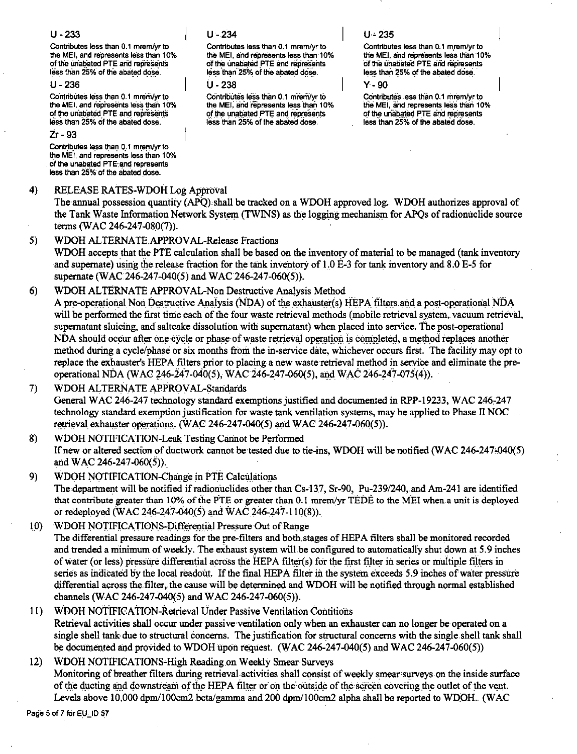| U - 233 | U - 234 | U - 235 |
|---|---|---|
| Contributes less than 0.1 mrem/yr to the MEI, and represents less than 10% of the unabated PTE and represents less than 25% of the abated dose. | Contributes less than 0.1 mrem/yr to the MEI, and represents less than 10% of the unabated PTE and represents less than 25% of the abated dose. | Contributes less than 0.1 mrem/yr to the MEI, and represents less than 10% of the unabated PTE and represents less than 25% of the abated dose. |
| **U - 236** | **U - 238** | **Y - 90** |
| Contributes less than 0.1 mrem/yr to the MEI, and represents less than 10% of the unabated PTE and represents less than 25% of the abated dose. | Contributes less than 0.1 mrem/yr to the MEI, and represents less than 10% of the unabated PTE and represents less than 25% of the abated dose. | Contributes less than 0.1 mrem/yr to the MEI, and represents less than 10% of the unabated PTE and represents less than 25% of the abated dose. |
| **Zr - 93** | | |
| Contributes less than 0.1 mrem/yr to the MEI, and represents less than 10% of the unabated PTE and represents less than 25% of the abated dose. | | |

4) RELEASE RATES-WDOH Log Approval
The annual possession quantity (APQ) shall be tracked on a WDOH approved log. WDOH authorizes approval of the Tank Waste Information Network System (TWINS) as the logging mechanism for APQs of radionuclide source terms (WAC 246-247-080(7)).

5) WDOH ALTERNATE APPROVAL-Release Fractions
WDOH accepts that the PTE calculation shall be based on the inventory of material to be managed (tank inventory and supernate) using the release fraction for the tank inventory of 1.0 E-3 for tank inventory and 8.0 E-5 for supernate (WAC 246-247-040(5) and WAC 246-247-060(5)).

6) WDOH ALTERNATE APPROVAL-Non Destructive Analysis Method
A pre-operational Non Destructive Analysis (NDA) of the exhauster(s) HEPA filters and a post-operational NDA will be performed the first time each of the four waste retrieval methods (mobile retrieval system, vacuum retrieval, supernatant sluicing, and saltcake dissolution with supernatant) when placed into service. The post-operational NDA should occur after one cycle or phase of waste retrieval operation is completed, a method replaces another method during a cycle/phase or six months from the in-service date, whichever occurs first. The facility may opt to replace the exhauster's HEPA filters prior to placing a new waste retrieval method in service and eliminate the pre-operational NDA (WAC 246-247-040(5), WAC 246-247-060(5), and WAC 246-247-075(4)).

7) WDOH ALTERNATE APPROVAL-Standards
General WAC 246-247 technology standard exemptions justified and documented in RPP-19233, WAC 246-247 technology standard exemption justification for waste tank ventilation systems, may be applied to Phase II NOC retrieval exhauster operations. (WAC 246-247-040(5) and WAC 246-247-060(5)).

8) WDOH NOTIFICATION-Leak Testing Cannot be Performed
If new or altered section of ductwork cannot be tested due to tie-ins, WDOH will be notified (WAC 246-247-040(5) and WAC 246-247-060(5)).

9) WDOH NOTIFICATION-Change in PTE Calculations
The department will be notified if radionuclides other than Cs-137, Sr-90, Pu-239/240, and Am-241 are identified that contribute greater than 10% of the PTE or greater than 0.1 mrem/yr TEDE to the MEI when a unit is deployed or redeployed (WAC 246-247-040(5) and WAC 246-247-110(8)).

10) WDOH NOTIFICATIONS-Differential Pressure Out of Range
The differential pressure readings for the pre-filters and both stages of HEPA filters shall be monitored recorded and trended a minimum of weekly. The exhaust system will be configured to automatically shut down at 5.9 inches of water (or less) pressure differential across the HEPA filter(s) for the first filter in series or multiple filters in series as indicated by the local readout. If the final HEPA filter in the system exceeds 5.9 inches of water pressure differential across the filter, the cause will be determined and WDOH will be notified through normal established channels (WAC 246-247-040(5) and WAC 246-247-060(5)).

11) WDOH NOTIFICATION-Retrieval Under Passive Ventilation Contitions
Retrieval activities shall occur under passive ventilation only when an exhauster can no longer be operated on a single shell tank due to structural concerns. The justification for structural concerns with the single shell tank shall be documented and provided to WDOH upon request. (WAC 246-247-040(5) and WAC 246-247-060(5))

12) WDOH NOTIFICATIONS-High Reading on Weekly Smear Surveys
Monitoring of breather filters during retrieval activities shall consist of weekly smear surveys on the inside surface of the ducting and downstream of the HEPA filter or on the outside of the screen covering the outlet of the vent. Levels above 10,000 dpm/100cm2 beta/gamma and 200 dpm/100cm2 alpha shall be reported to WDOH. (WAC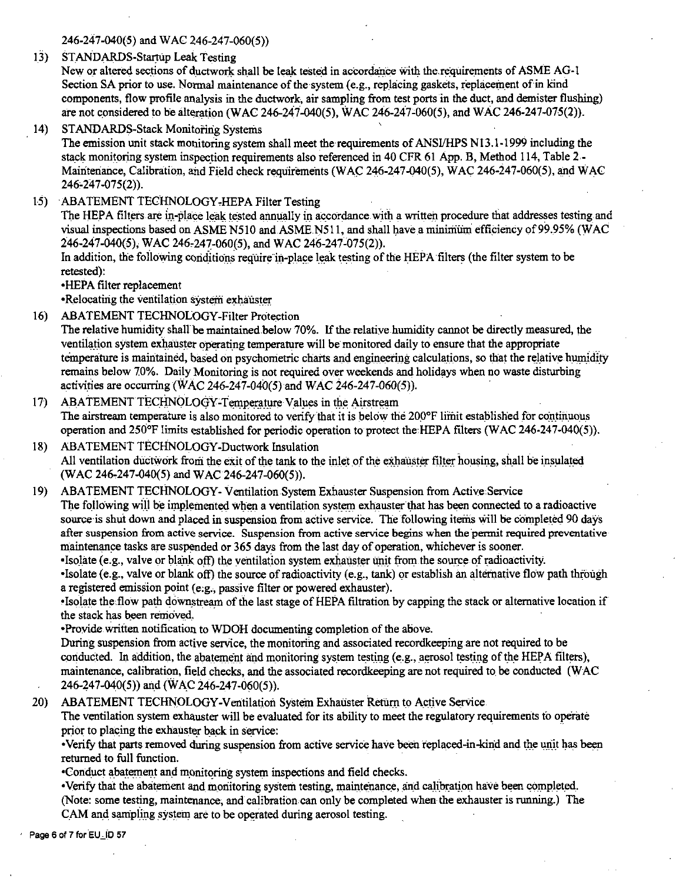246-247-040(5) and WAC 246-247-060(5))

13) STANDARDS-Startup Leak Testing
New or altered sections of ductwork shall be leak tested in accordance with the requirements of ASME AG-1 Section SA prior to use. Normal maintenance of the system (e.g., replacing gaskets, replacement of in kind components, flow profile analysis in the ductwork, air sampling from test ports in the duct, and demister flushing) are not considered to be alteration (WAC 246-247-040(5), WAC 246-247-060(5), and WAC 246-247-075(2)).

14) STANDARDS-Stack Monitoring Systems
The emission unit stack monitoring system shall meet the requirements of ANSI/HPS N13.1-1999 including the stack monitoring system inspection requirements also referenced in 40 CFR 61 App. B, Method 114, Table 2 - Maintenance, Calibration, and Field check requirements (WAC 246-247-040(5), WAC 246-247-060(5), and WAC 246-247-075(2)).

15) ABATEMENT TECHNOLOGY-HEPA Filter Testing
The HEPA filters are in-place leak tested annually in accordance with a written procedure that addresses testing and visual inspections based on ASME N510 and ASME N511, and shall have a minimum efficiency of 99.95% (WAC 246-247-040(5), WAC 246-247-060(5), and WAC 246-247-075(2)).
In addition, the following conditions require in-place leak testing of the HEPA filters (the filter system to be retested):
•HEPA filter replacement
•Relocating the ventilation system exhauster

16) ABATEMENT TECHNOLOGY-Filter Protection
The relative humidity shall be maintained below 70%. If the relative humidity cannot be directly measured, the ventilation system exhauster operating temperature will be monitored daily to ensure that the appropriate temperature is maintained, based on psychometric charts and engineering calculations, so that the relative humidity remains below 70%. Daily Monitoring is not required over weekends and holidays when no waste disturbing activities are occurring (WAC 246-247-040(5) and WAC 246-247-060(5)).

17) ABATEMENT TECHNOLOGY-Temperature Values in the Airstream
The airstream temperature is also monitored to verify that it is below the 200°F limit established for continuous operation and 250°F limits established for periodic operation to protect the HEPA filters (WAC 246-247-040(5)).

18) ABATEMENT TECHNOLOGY-Ductwork Insulation
All ventilation ductwork from the exit of the tank to the inlet of the exhauster filter housing, shall be insulated (WAC 246-247-040(5) and WAC 246-247-060(5)).

19) ABATEMENT TECHNOLOGY- Ventilation System Exhauster Suspension from Active Service
The following will be implemented when a ventilation system exhauster that has been connected to a radioactive source is shut down and placed in suspension from active service. The following items will be completed 90 days after suspension from active service. Suspension from active service begins when the permit required preventative maintenance tasks are suspended or 365 days from the last day of operation, whichever is sooner.
•Isolate (e.g., valve or blank off) the ventilation system exhauster unit from the source of radioactivity.
•Isolate (e.g., valve or blank off) the source of radioactivity (e.g., tank) or establish an alternative flow path through a registered emission point (e.g., passive filter or powered exhauster).
•Isolate the flow path downstream of the last stage of HEPA filtration by capping the stack or alternative location if the stack has been removed.
•Provide written notification to WDOH documenting completion of the above.
During suspension from active service, the monitoring and associated recordkeeping are not required to be conducted. In addition, the abatement and monitoring system testing (e.g., aerosol testing of the HEPA filters), maintenance, calibration, field checks, and the associated recordkeeping are not required to be conducted (WAC 246-247-040(5)) and (WAC 246-247-060(5)).

20) ABATEMENT TECHNOLOGY-Ventilation System Exhauster Return to Active Service
The ventilation system exhauster will be evaluated for its ability to meet the regulatory requirements to operate prior to placing the exhauster back in service:
•Verify that parts removed during suspension from active service have been replaced-in-kind and the unit has been returned to full function.
•Conduct abatement and monitoring system inspections and field checks.
•Verify that the abatement and monitoring system testing, maintenance, and calibration have been completed. (Note: some testing, maintenance, and calibration can only be completed when the exhauster is running.) The CAM and sampling system are to be operated during aerosol testing.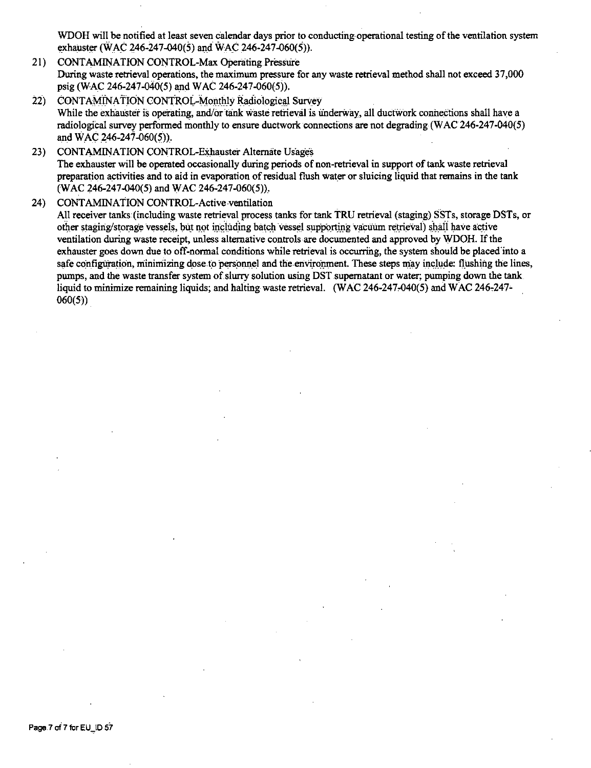WDOH will be notified at least seven calendar days prior to conducting operational testing of the ventilation system exhauster (WAC 246-247-040(5) and WAC 246-247-060(5)).

21) CONTAMINATION CONTROL-Max Operating Pressure
During waste retrieval operations, the maximum pressure for any waste retrieval method shall not exceed 37,000 psig (WAC 246-247-040(5) and WAC 246-247-060(5)).

22) CONTAMINATION CONTROL-Monthly Radiological Survey
While the exhauster is operating, and/or tank waste retrieval is underway, all ductwork connections shall have a radiological survey performed monthly to ensure ductwork connections are not degrading (WAC 246-247-040(5) and WAC 246-247-060(5)).

23) CONTAMINATION CONTROL-Exhauster Alternate Usages
The exhauster will be operated occasionally during periods of non-retrieval in support of tank waste retrieval preparation activities and to aid in evaporation of residual flush water or sluicing liquid that remains in the tank (WAC 246-247-040(5) and WAC 246-247-060(5)).

24) CONTAMINATION CONTROL-Active ventilation
All receiver tanks (including waste retrieval process tanks for tank TRU retrieval (staging) SSTs, storage DSTs, or other staging/storage vessels, but not including batch vessel supporting vacuum retrieval) shall have active ventilation during waste receipt, unless alternative controls are documented and approved by WDOH. If the exhauster goes down due to off-normal conditions while retrieval is occurring, the system should be placed into a safe configuration, minimizing dose to personnel and the environment. These steps may include: flushing the lines, pumps, and the waste transfer system of slurry solution using DST supernatant or water; pumping down the tank liquid to minimize remaining liquids; and halting waste retrieval. (WAC 246-247-040(5) and WAC 246-247-060(5))